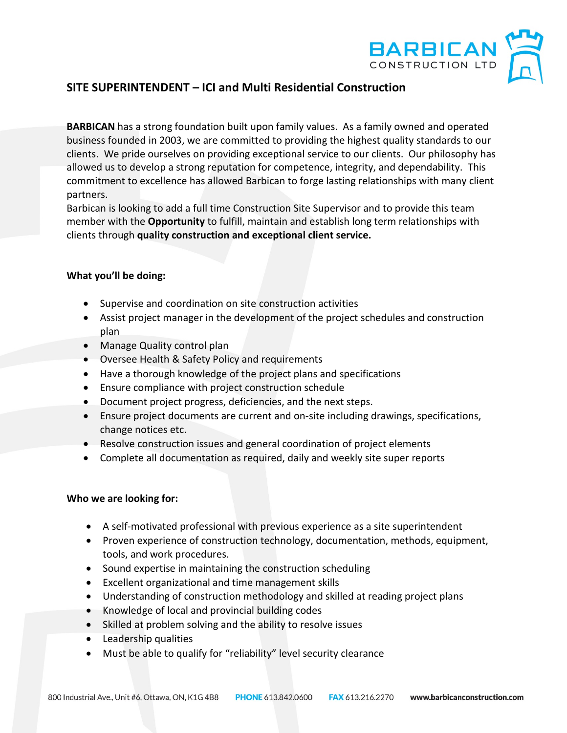# SITE SUPERINTENDENT – ICI and Multi Residential Construction

**BARBICAN** has a strong foundation built upon family values. As a family owned and operated business founded in 2003, we are committed to providing the highest quality standards to our clients. We pride ourselves on providing exceptional service to our clients. Our philosophy has allowed us to develop a strong reputation for competence, integrity, and dependability. This commitment to excellence has allowed Barbican to forge lasting relationships with many client partners.

Barbican is looking to add a full time Construction Site Supervisor and to provide this team member with the **Opportunity** to fulfill, maintain and establish long term relationships with clients through **quality construction and exceptional client service.**

**What you'll be doing:**

- Supervise and coordination on site construction activities
- Assist project manager in the development of the project schedules and construction plan
- Manage Quality control plan
- Oversee Health & Safety Policy and requirements
- Have a thorough knowledge of the project plans and specifications
- Ensure compliance with project construction schedule
- Document project progress, deficiencies, and the next steps.
- Ensure project documents are current and on-site including drawings, specifications, change notices etc.
- Resolve construction issues and general coordination of project elements
- Complete all documentation as required, daily and weekly site super reports

**Who we are looking for:**

- A self-motivated professional with previous experience as a site superintendent
- Proven experience of construction technology, documentation, methods, equipment, tools, and work procedures.
- Sound expertise in maintaining the construction scheduling
- Excellent organizational and time management skills
- Understanding of construction methodology and skilled at reading project plans
- Knowledge of local and provincial building codes
- Skilled at problem solving and the ability to resolve issues
- Leadership qualities
- Must be able to qualify for "reliability" level security clearance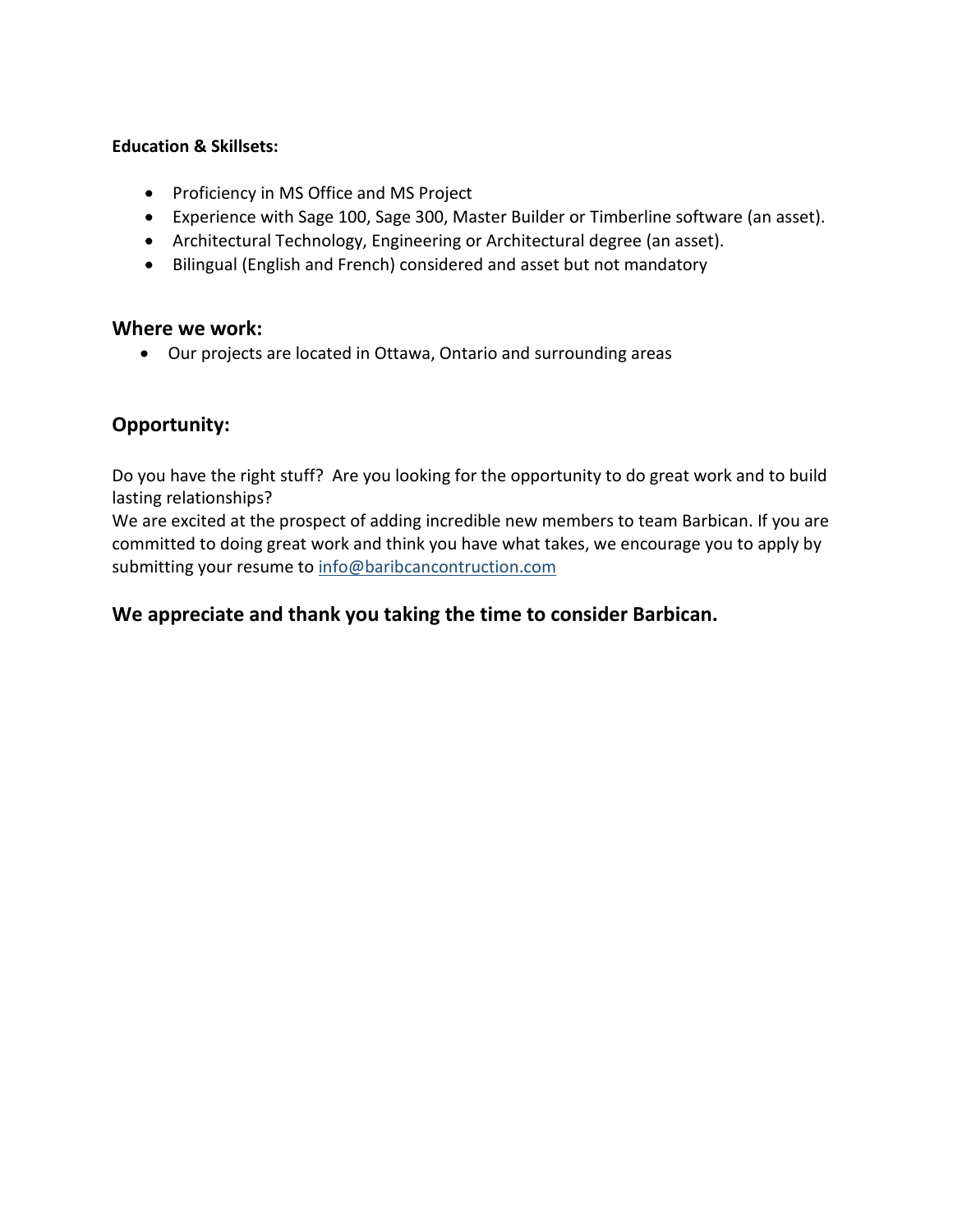**Education & Skillsets:**

- Proficiency in MS Office and MS Project
- Experience with Sage 100, Sage 300, Master Builder or Timberline software (an asset).
- Architectural Technology, Engineering or Architectural degree (an asset).
- Bilingual (English and French) considered and asset but not mandatory

## Where we work:

- Our projects are located in Ottawa, Ontario and surrounding areas

## Opportunity:

Do you have the right stuff? Are you looking for the opportunity to do great work and to build lasting relationships?
We are excited at the prospect of adding incredible new members to team Barbican. If you are committed to doing great work and think you have what takes, we encourage you to apply by submitting your resume to info@baribcancontruction.com

## We appreciate and thank you taking the time to consider Barbican.